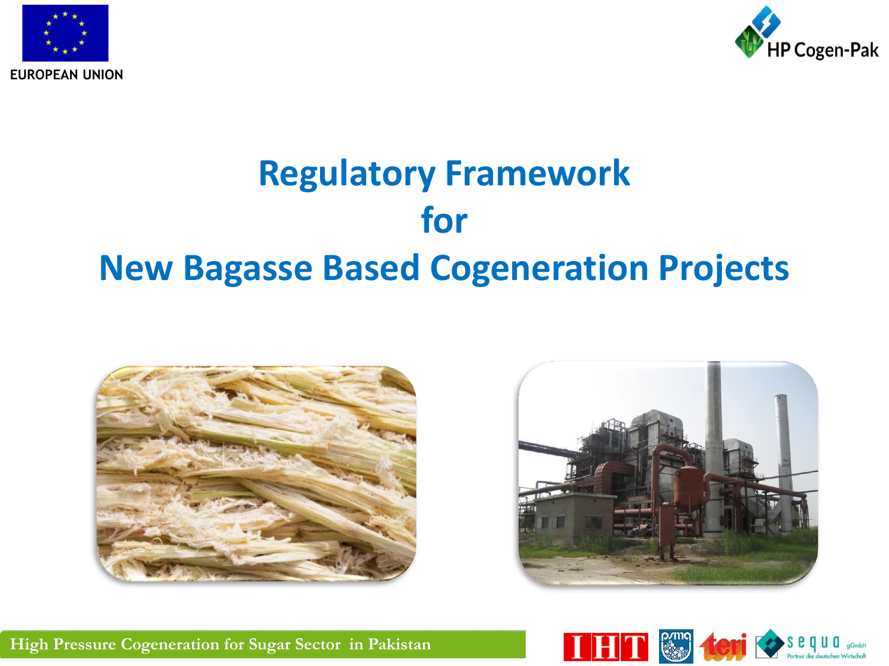EUROPEAN UNION

HP Cogen-Pak

# Regulatory Framework for New Bagasse Based Cogeneration Projects

High Pressure Cogeneration for Sugar Sector in Pakistan

IHT

psmq

teri

sequa gGmbH Partner der deutschen Wirtschaft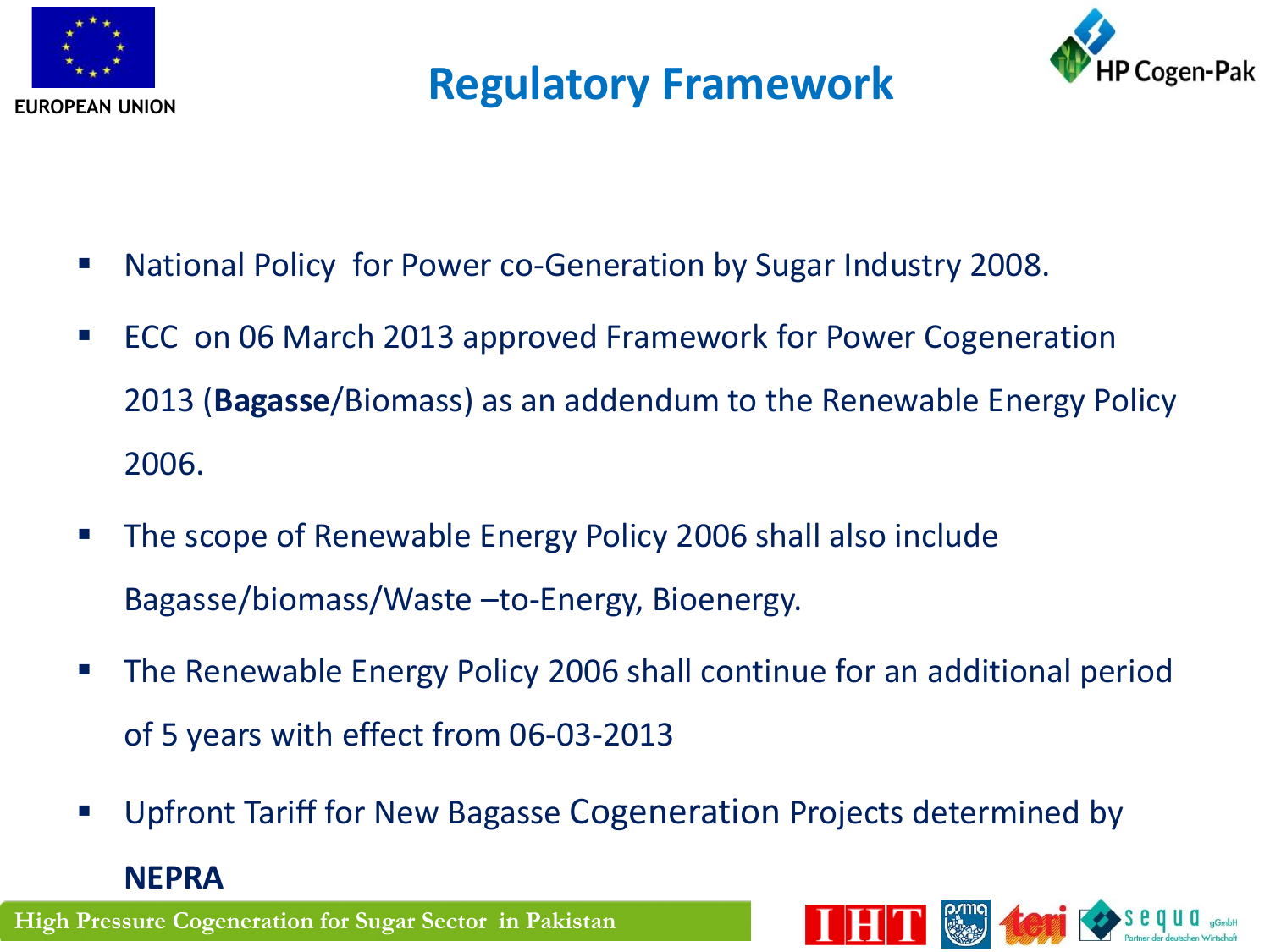# Regulatory Framework

- National Policy  for Power co-Generation by Sugar Industry 2008.
- ECC  on 06 March 2013 approved Framework for Power Cogeneration 2013 (**Bagasse**/Biomass) as an addendum to the Renewable Energy Policy 2006.
- The scope of Renewable Energy Policy 2006 shall also include Bagasse/biomass/Waste –to-Energy, Bioenergy.
- The Renewable Energy Policy 2006 shall continue for an additional period of 5 years with effect from 06-03-2013
- Upfront Tariff for New Bagasse Cogeneration Projects determined by **NEPRA**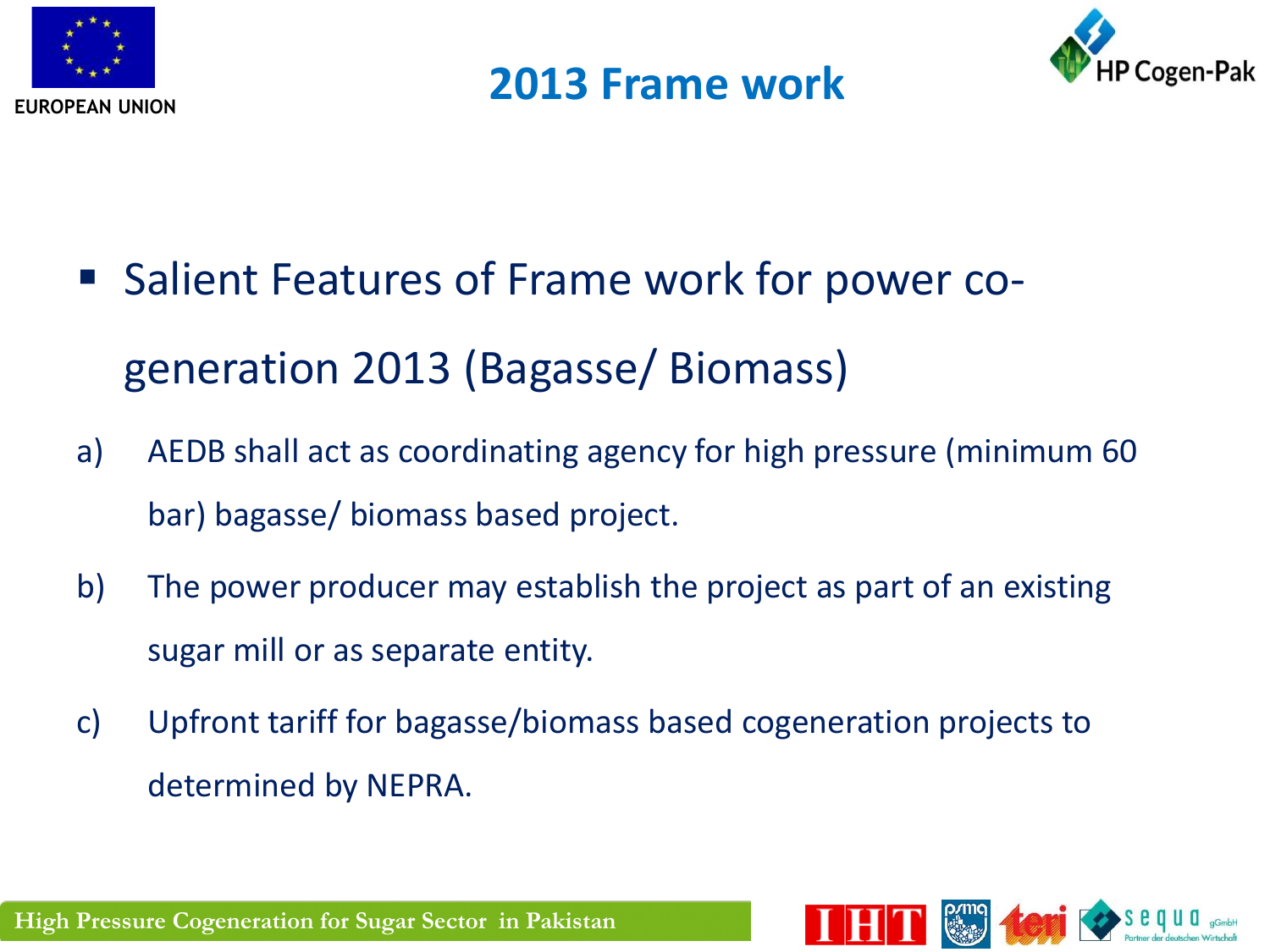# 2013 Frame work

- Salient Features of Frame work for power co-generation 2013 (Bagasse/ Biomass)

a) AEDB shall act as coordinating agency for high pressure (minimum 60 bar) bagasse/ biomass based project.

b) The power producer may establish the project as part of an existing sugar mill or as separate entity.

c) Upfront tariff for bagasse/biomass based cogeneration projects to determined by NEPRA.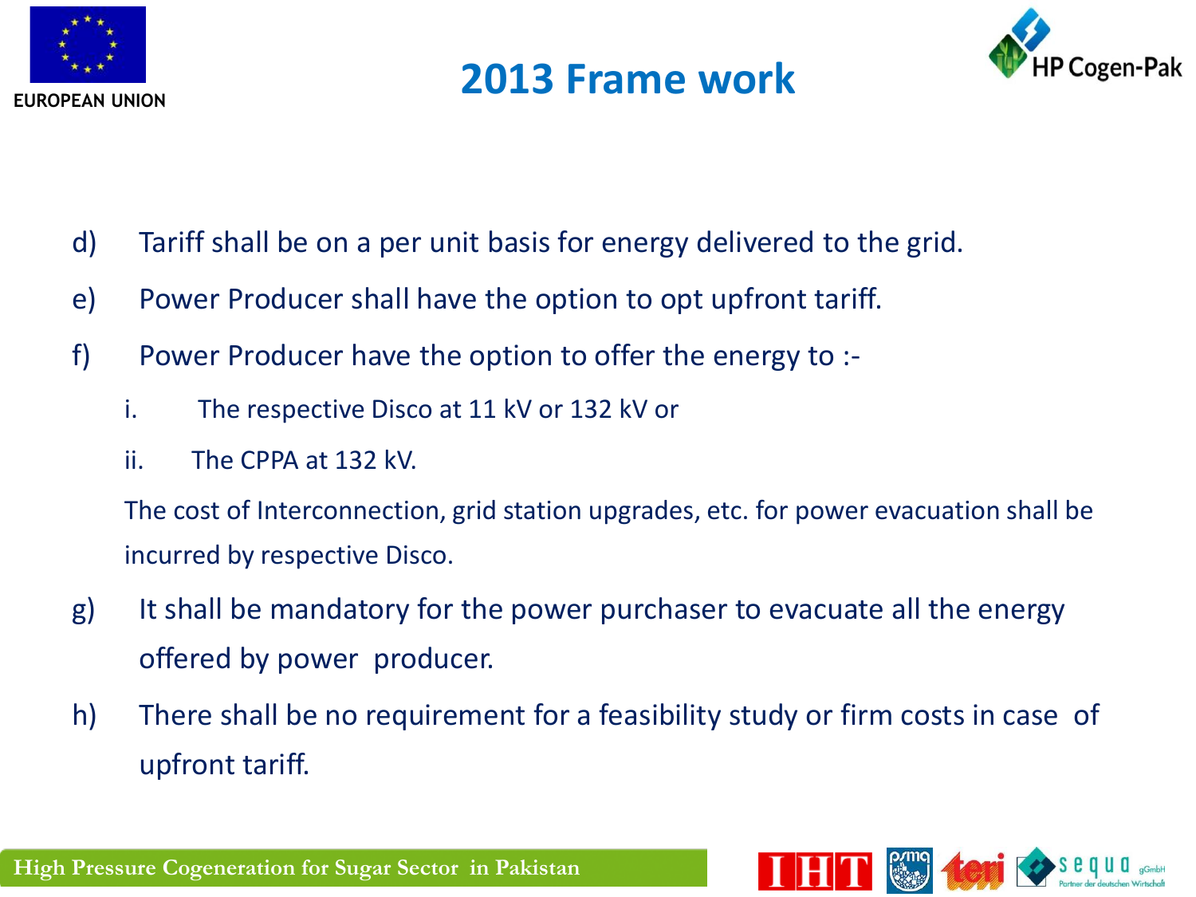# 2013 Frame work

d) Tariff shall be on a per unit basis for energy delivered to the grid.

e) Power Producer shall have the option to opt upfront tariff.

f) Power Producer have the option to offer the energy to :-

   i. The respective Disco at 11 kV or 132 kV or

   ii. The CPPA at 132 kV.

   The cost of Interconnection, grid station upgrades, etc. for power evacuation shall be incurred by respective Disco.

g) It shall be mandatory for the power purchaser to evacuate all the energy offered by power producer.

h) There shall be no requirement for a feasibility study or firm costs in case of upfront tariff.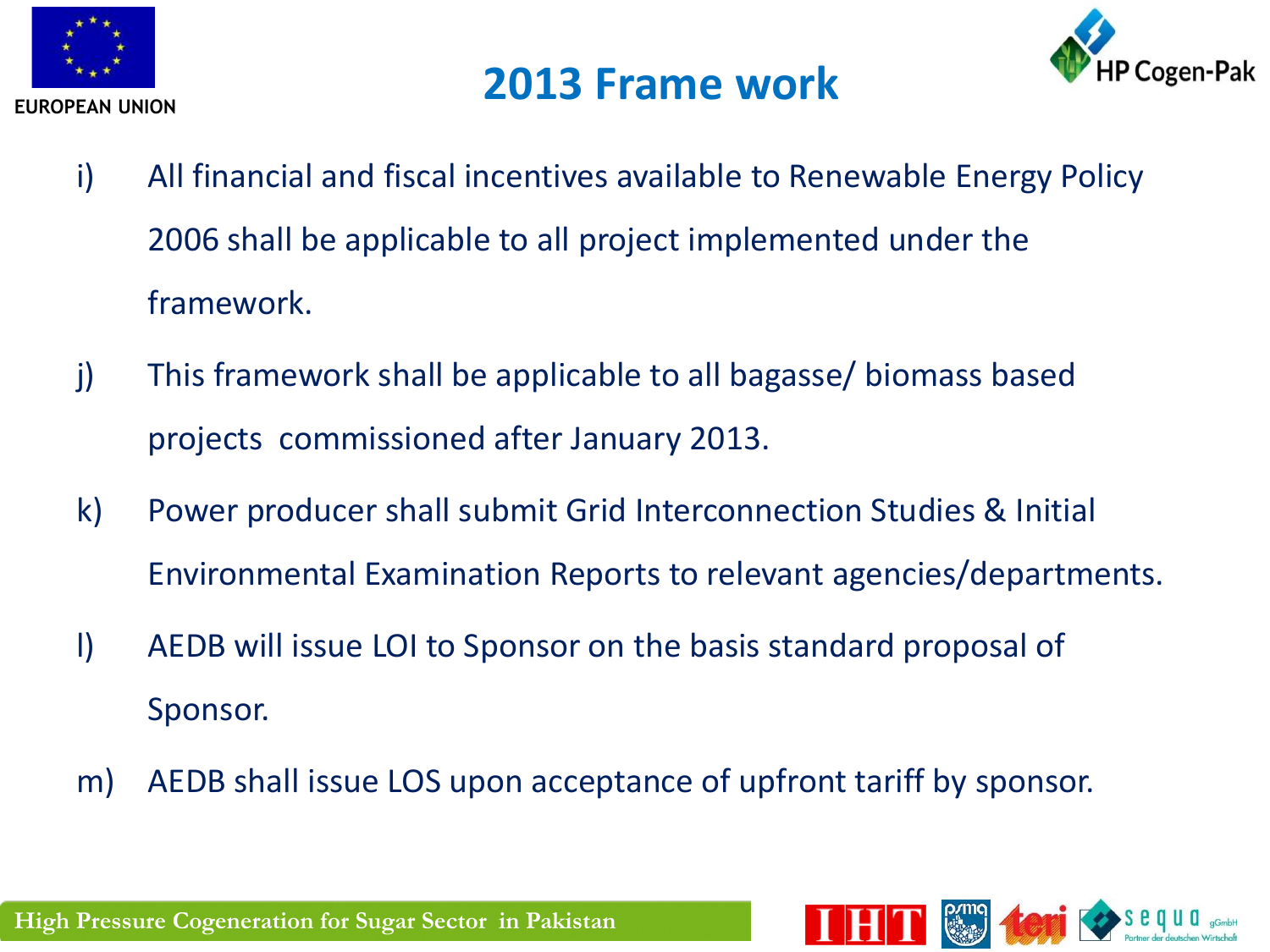# 2013 Frame work

i) All financial and fiscal incentives available to Renewable Energy Policy 2006 shall be applicable to all project implemented under the framework.

j) This framework shall be applicable to all bagasse/ biomass based projects commissioned after January 2013.

k) Power producer shall submit Grid Interconnection Studies & Initial Environmental Examination Reports to relevant agencies/departments.

l) AEDB will issue LOI to Sponsor on the basis standard proposal of Sponsor.

m) AEDB shall issue LOS upon acceptance of upfront tariff by sponsor.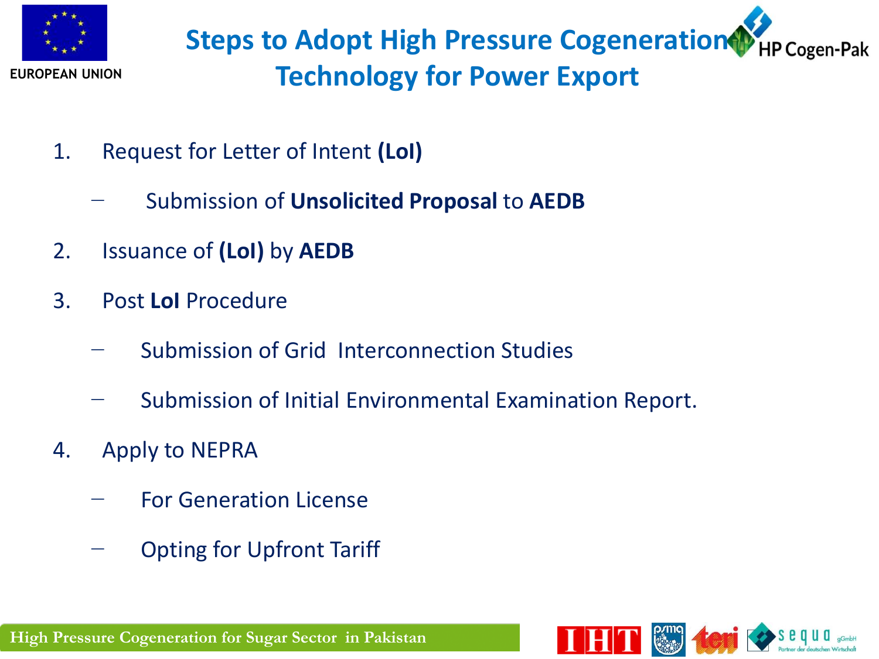# Steps to Adopt High Pressure Cogeneration Technology for Power Export

1. Request for Letter of Intent **(LoI)**
   - Submission of **Unsolicited Proposal** to **AEDB**
2. Issuance of **(LoI)** by **AEDB**
3. Post **LoI** Procedure
   - Submission of Grid Interconnection Studies
   - Submission of Initial Environmental Examination Report.
4. Apply to NEPRA
   - For Generation License
   - Opting for Upfront Tariff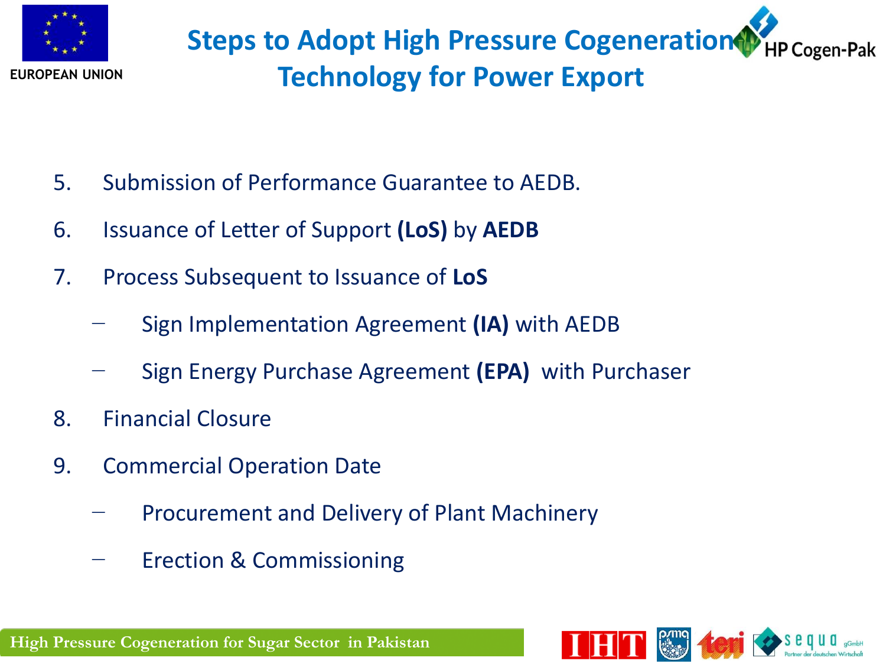# Steps to Adopt High Pressure Cogeneration Technology for Power Export

5. Submission of Performance Guarantee to AEDB.
6. Issuance of Letter of Support **(LoS)** by **AEDB**
7. Process Subsequent to Issuance of **LoS**
   - Sign Implementation Agreement **(IA)** with AEDB
   - Sign Energy Purchase Agreement **(EPA)** with Purchaser
8. Financial Closure
9. Commercial Operation Date
   - Procurement and Delivery of Plant Machinery
   - Erection & Commissioning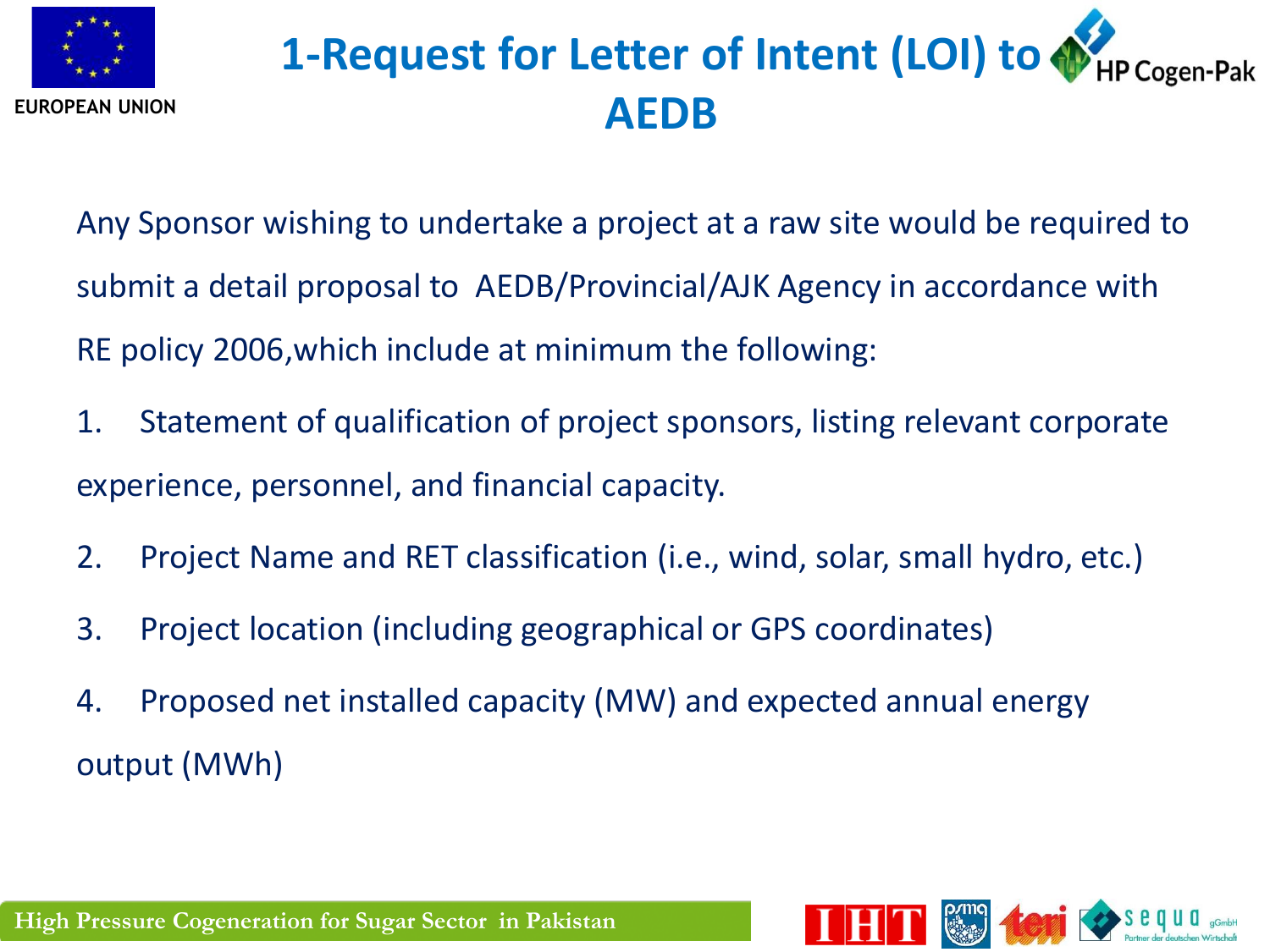# 1-Request for Letter of Intent (LOI) to AEDB

Any Sponsor wishing to undertake a project at a raw site would be required to submit a detail proposal to AEDB/Provincial/AJK Agency in accordance with RE policy 2006,which include at minimum the following:

1. Statement of qualification of project sponsors, listing relevant corporate experience, personnel, and financial capacity.
2. Project Name and RET classification (i.e., wind, solar, small hydro, etc.)
3. Project location (including geographical or GPS coordinates)
4. Proposed net installed capacity (MW) and expected annual energy output (MWh)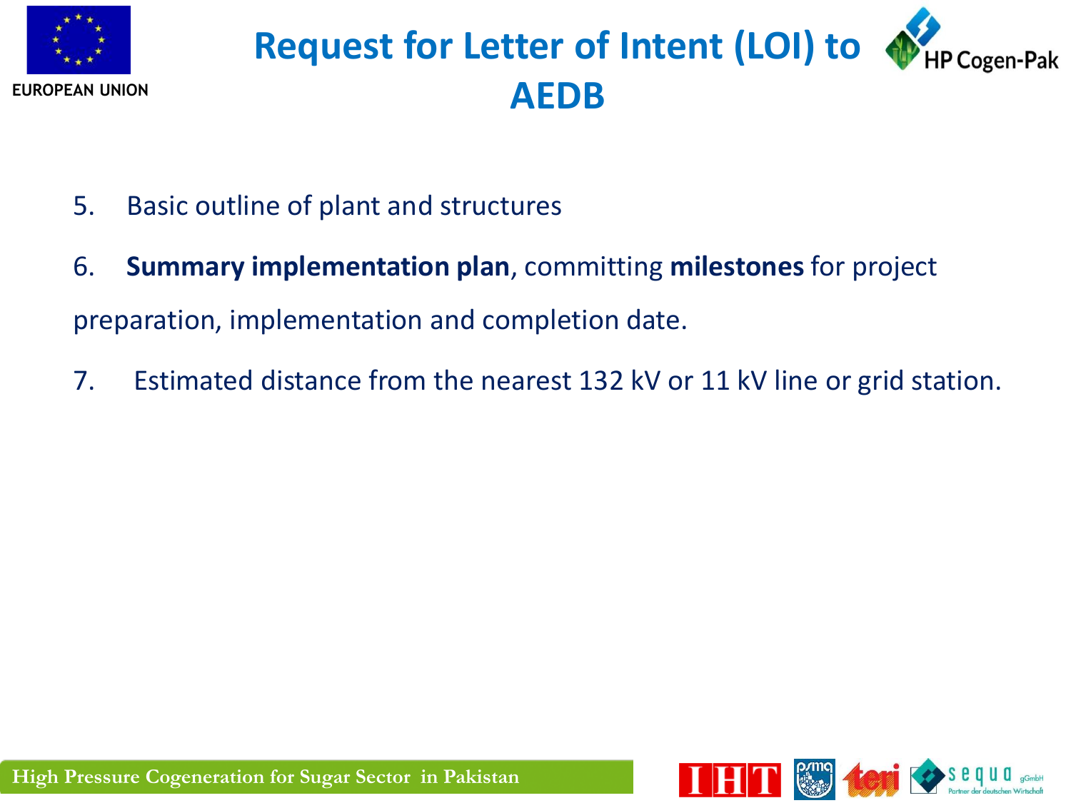# Request for Letter of Intent (LOI) to AEDB

5. Basic outline of plant and structures

6. **Summary implementation plan**, committing **milestones** for project preparation, implementation and completion date.

7. Estimated distance from the nearest 132 kV or 11 kV line or grid station.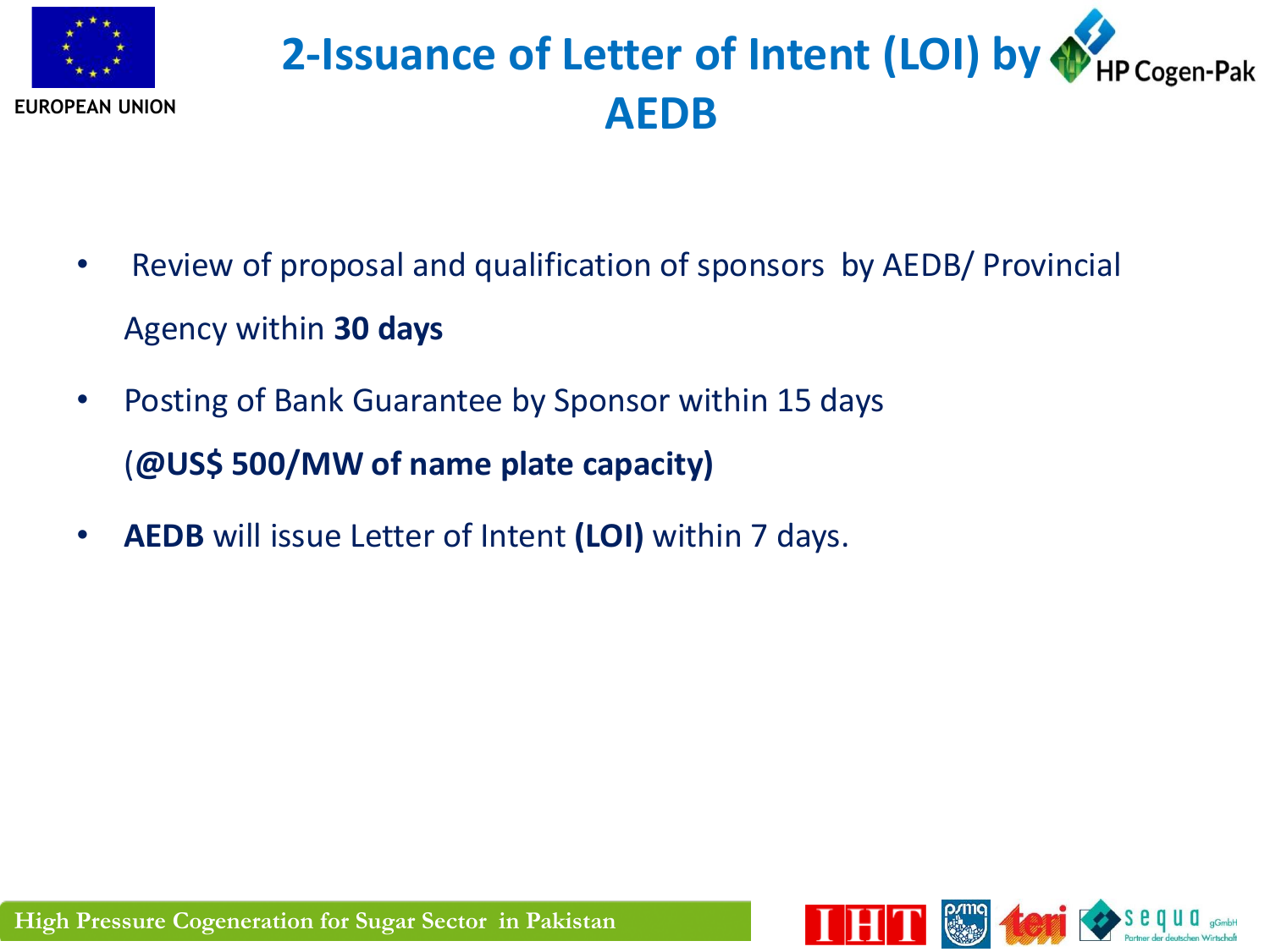# 2-Issuance of Letter of Intent (LOI) by AEDB

- Review of proposal and qualification of sponsors by AEDB/ Provincial Agency within **30 days**
- Posting of Bank Guarantee by Sponsor within 15 days (**@US$ 500/MW of name plate capacity)**
- **AEDB** will issue Letter of Intent **(LOI)** within 7 days.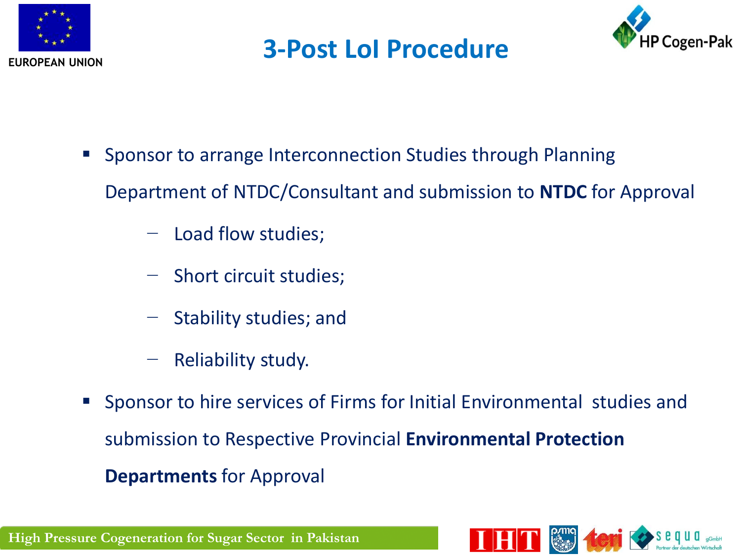# 3-Post LoI Procedure

- Sponsor to arrange Interconnection Studies through Planning Department of NTDC/Consultant and submission to **NTDC** for Approval
  - Load flow studies;
  - Short circuit studies;
  - Stability studies; and
  - Reliability study.
- Sponsor to hire services of Firms for Initial Environmental studies and submission to Respective Provincial **Environmental Protection Departments** for Approval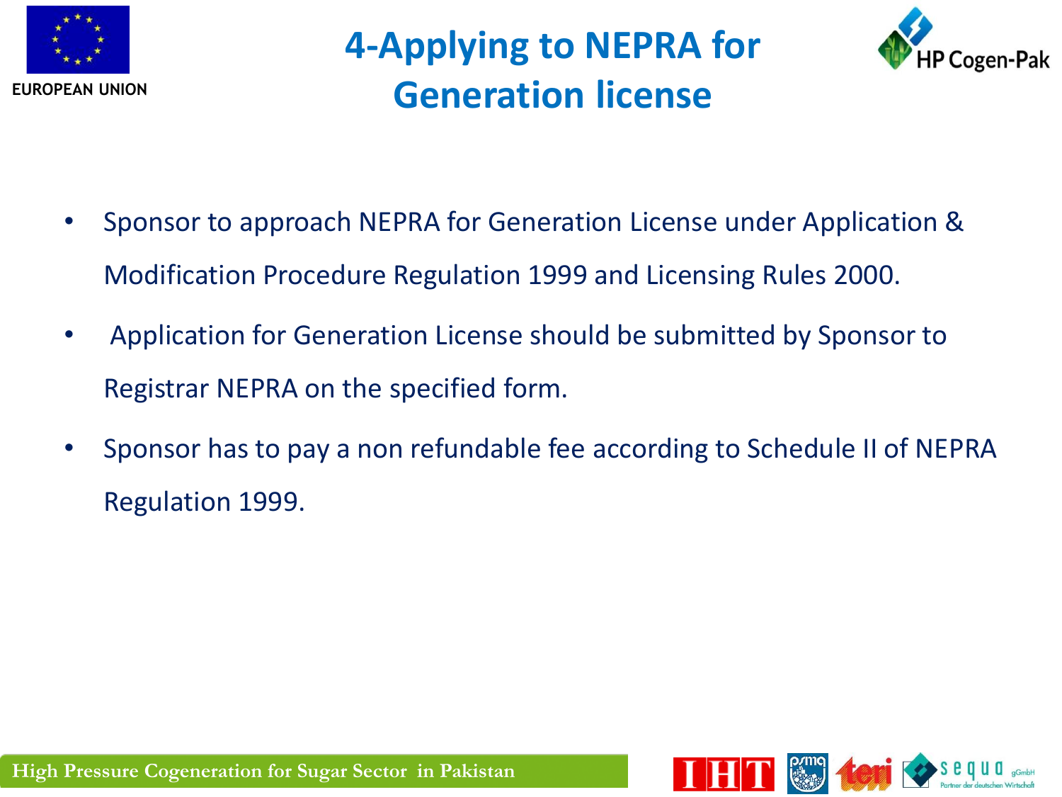# 4-Applying to NEPRA for Generation license

- Sponsor to approach NEPRA for Generation License under Application & Modification Procedure Regulation 1999 and Licensing Rules 2000.
- Application for Generation License should be submitted by Sponsor to Registrar NEPRA on the specified form.
- Sponsor has to pay a non refundable fee according to Schedule II of NEPRA Regulation 1999.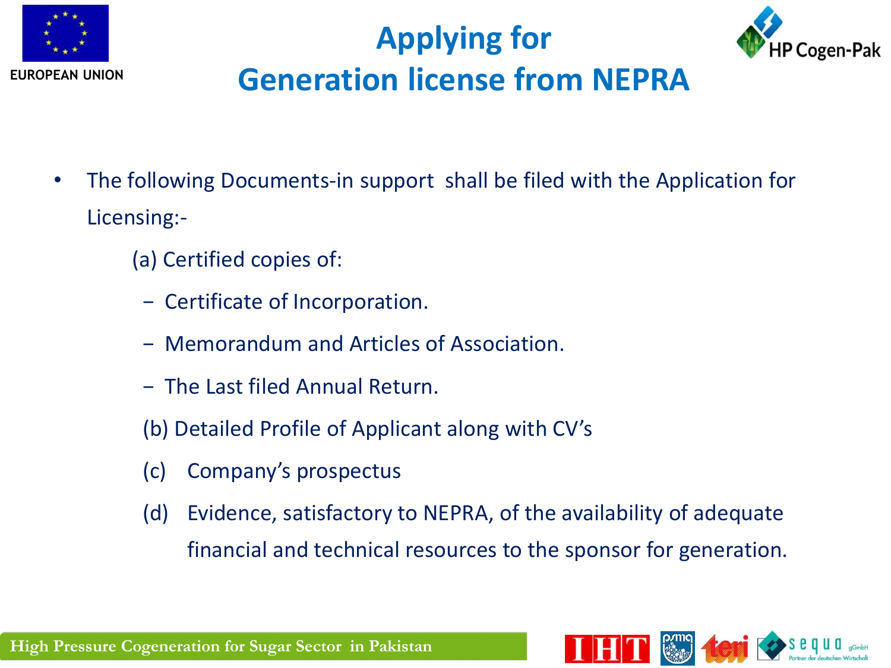# Applying for Generation license from NEPRA

- The following Documents-in support shall be filed with the Application for Licensing:-

  (a) Certified copies of:

  - Certificate of Incorporation.
  - Memorandum and Articles of Association.
  - The Last filed Annual Return.

  (b) Detailed Profile of Applicant along with CV's

  (c) Company's prospectus

  (d) Evidence, satisfactory to NEPRA, of the availability of adequate financial and technical resources to the sponsor for generation.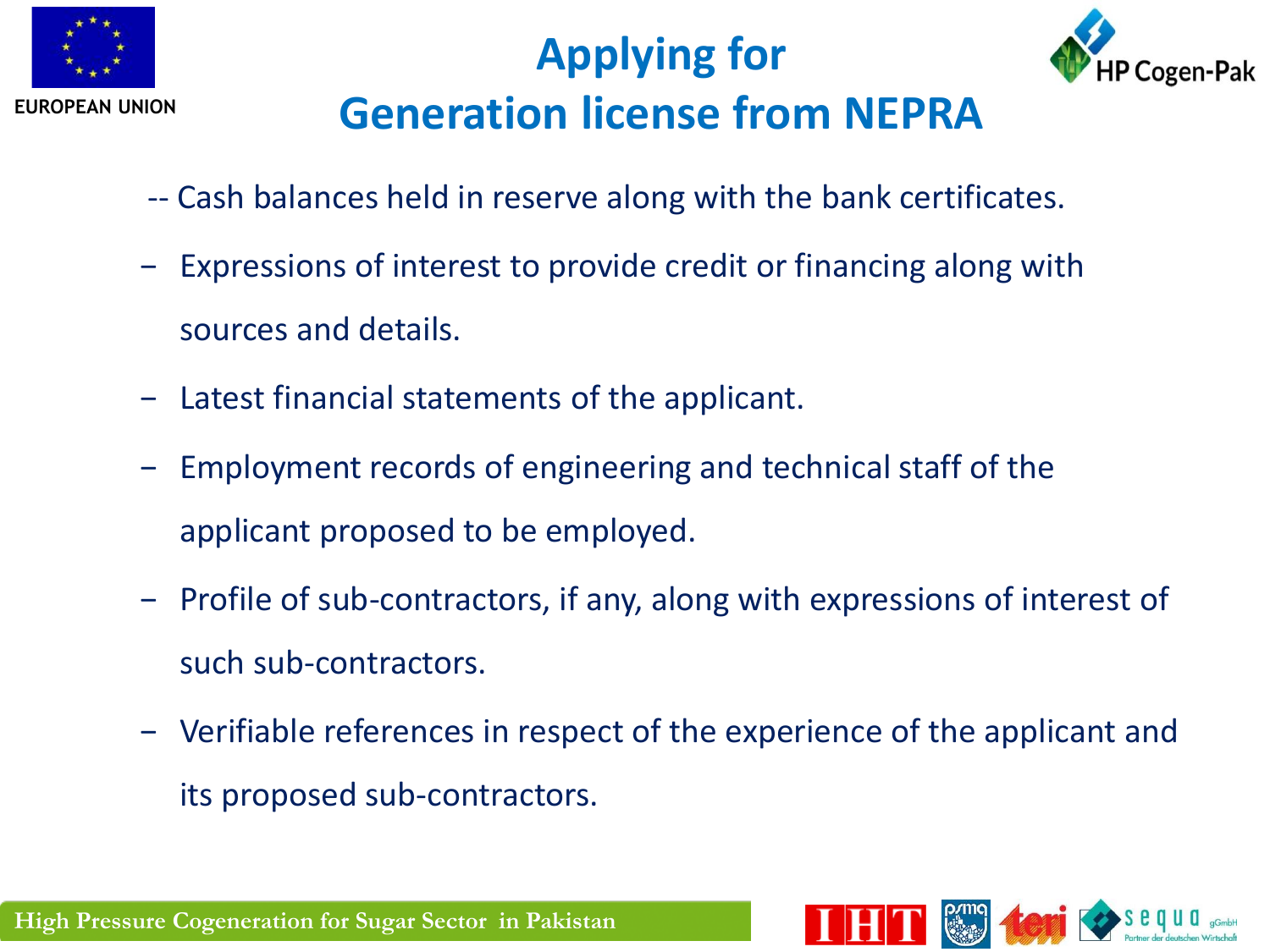# Applying for Generation license from NEPRA

-- Cash balances held in reserve along with the bank certificates.

- Expressions of interest to provide credit or financing along with sources and details.
- Latest financial statements of the applicant.
- Employment records of engineering and technical staff of the applicant proposed to be employed.
- Profile of sub-contractors, if any, along with expressions of interest of such sub-contractors.
- Verifiable references in respect of the experience of the applicant and its proposed sub-contractors.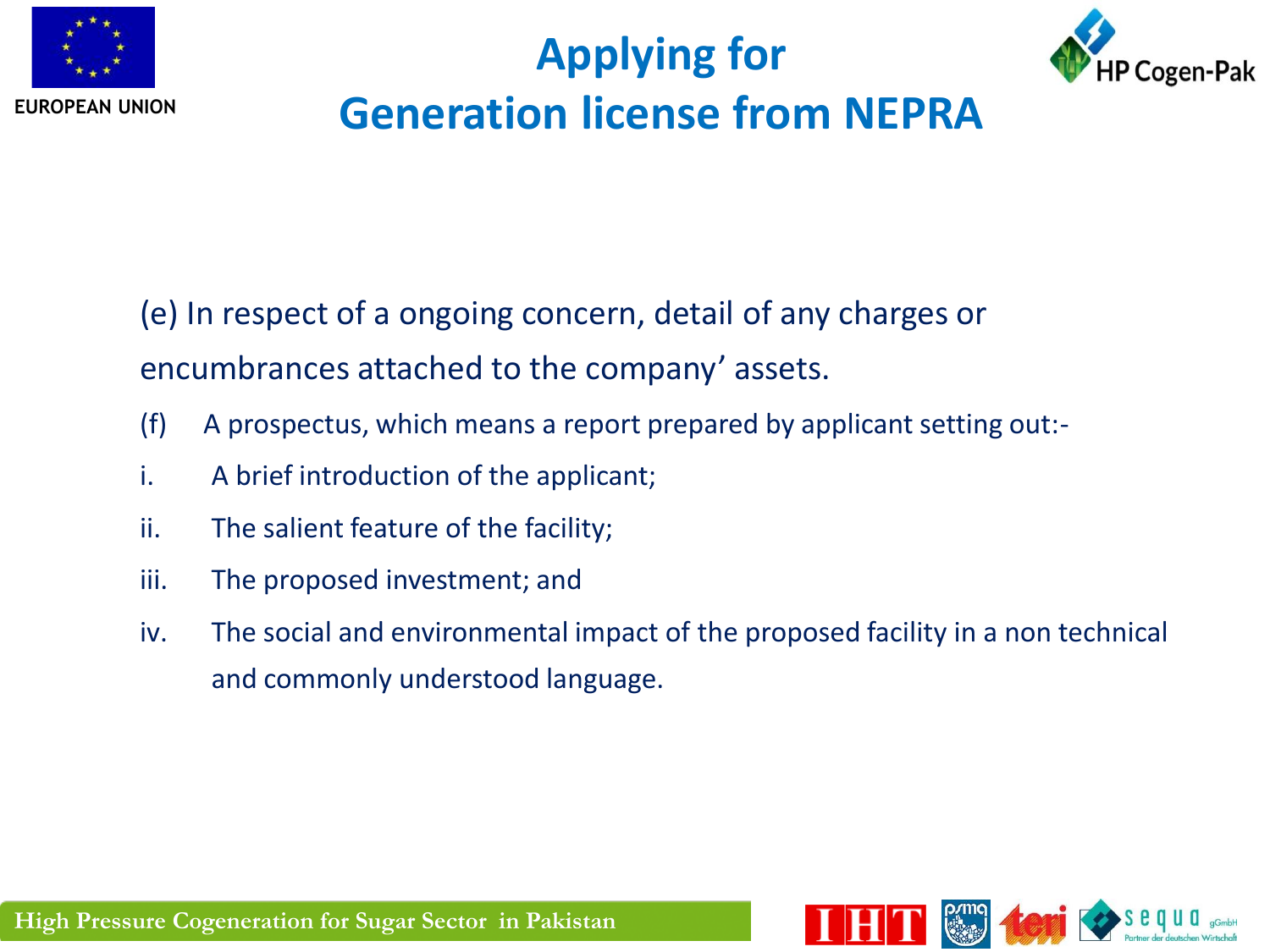# Applying for Generation license from NEPRA

(e) In respect of a ongoing concern, detail of any charges or encumbrances attached to the company' assets.

(f) A prospectus, which means a report prepared by applicant setting out:-

i. A brief introduction of the applicant;

ii. The salient feature of the facility;

iii. The proposed investment; and

iv. The social and environmental impact of the proposed facility in a non technical and commonly understood language.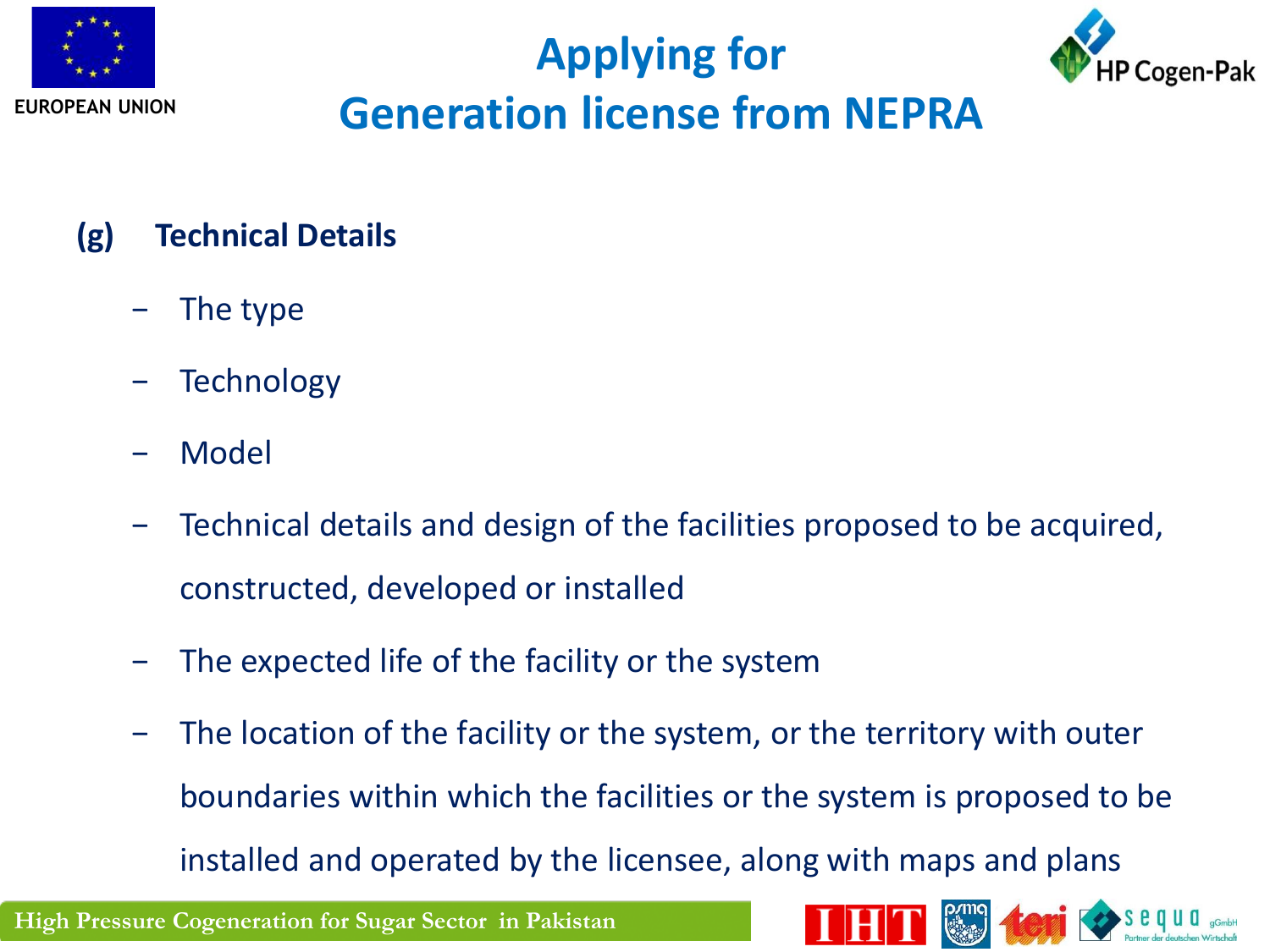# Applying for Generation license from NEPRA

**(g) Technical Details**

- The type
- Technology
- Model
- Technical details and design of the facilities proposed to be acquired, constructed, developed or installed
- The expected life of the facility or the system
- The location of the facility or the system, or the territory with outer boundaries within which the facilities or the system is proposed to be installed and operated by the licensee, along with maps and plans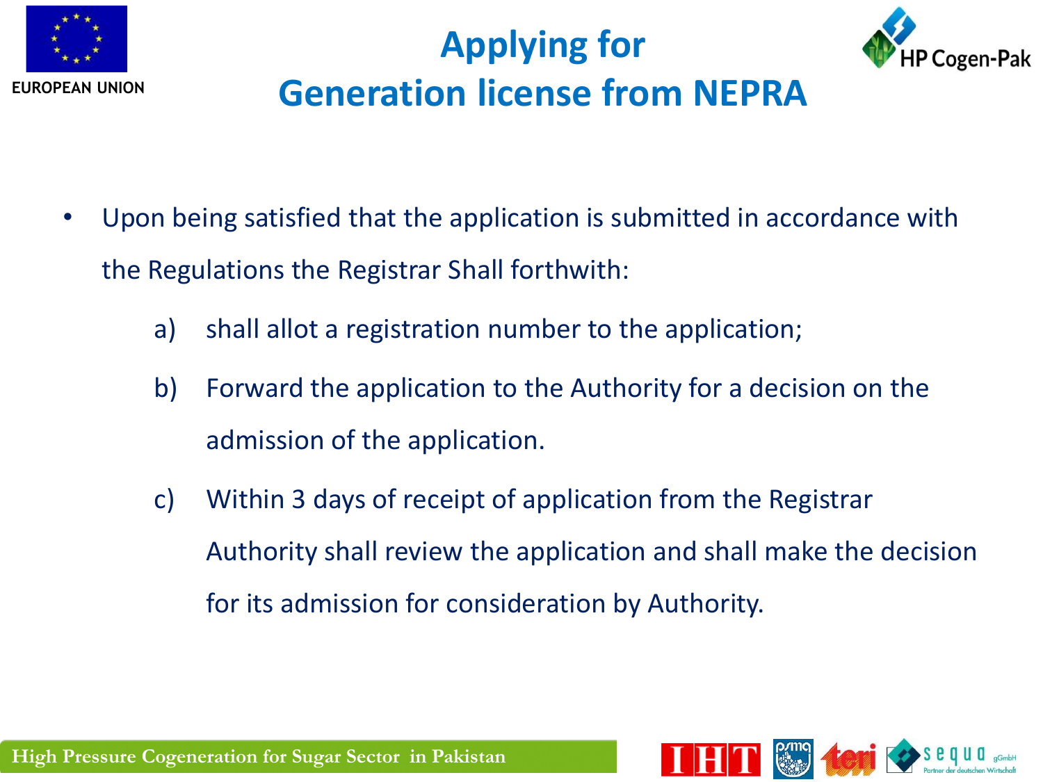# Applying for Generation license from NEPRA

- Upon being satisfied that the application is submitted in accordance with the Regulations the Registrar Shall forthwith:
  - a) shall allot a registration number to the application;
  - b) Forward the application to the Authority for a decision on the admission of the application.
  - c) Within 3 days of receipt of application from the Registrar Authority shall review the application and shall make the decision for its admission for consideration by Authority.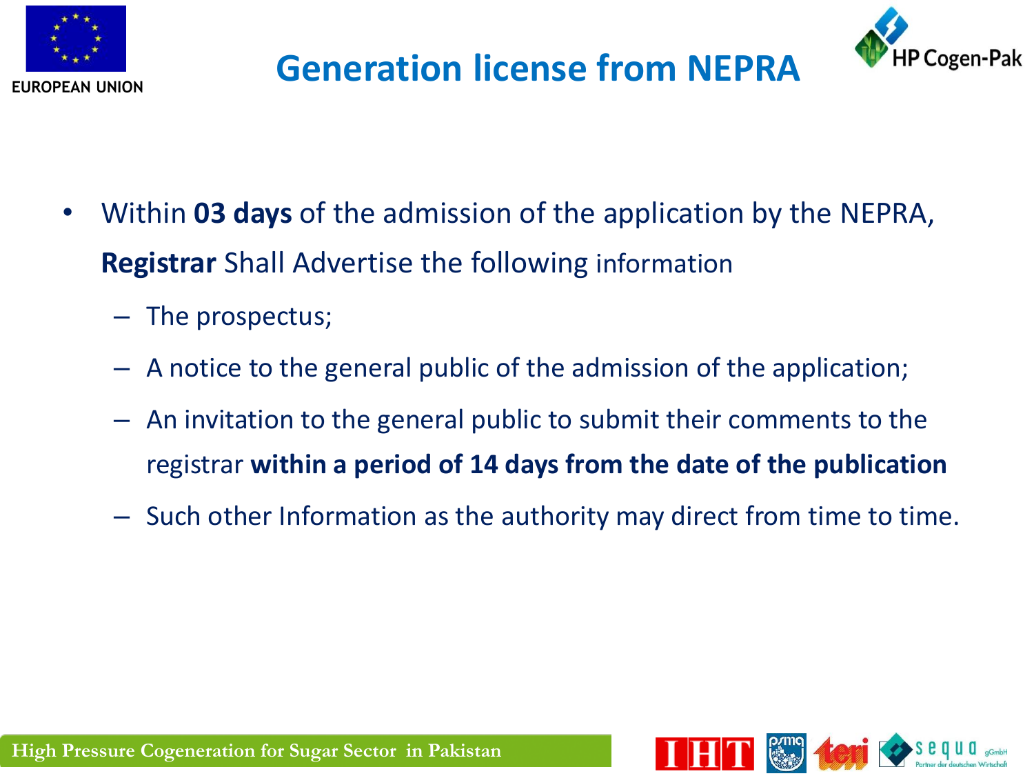# Generation license from NEPRA

- Within **03 days** of the admission of the application by the NEPRA, **Registrar** Shall Advertise the following information
  - The prospectus;
  - A notice to the general public of the admission of the application;
  - An invitation to the general public to submit their comments to the registrar **within a period of 14 days from the date of the publication**
  - Such other Information as the authority may direct from time to time.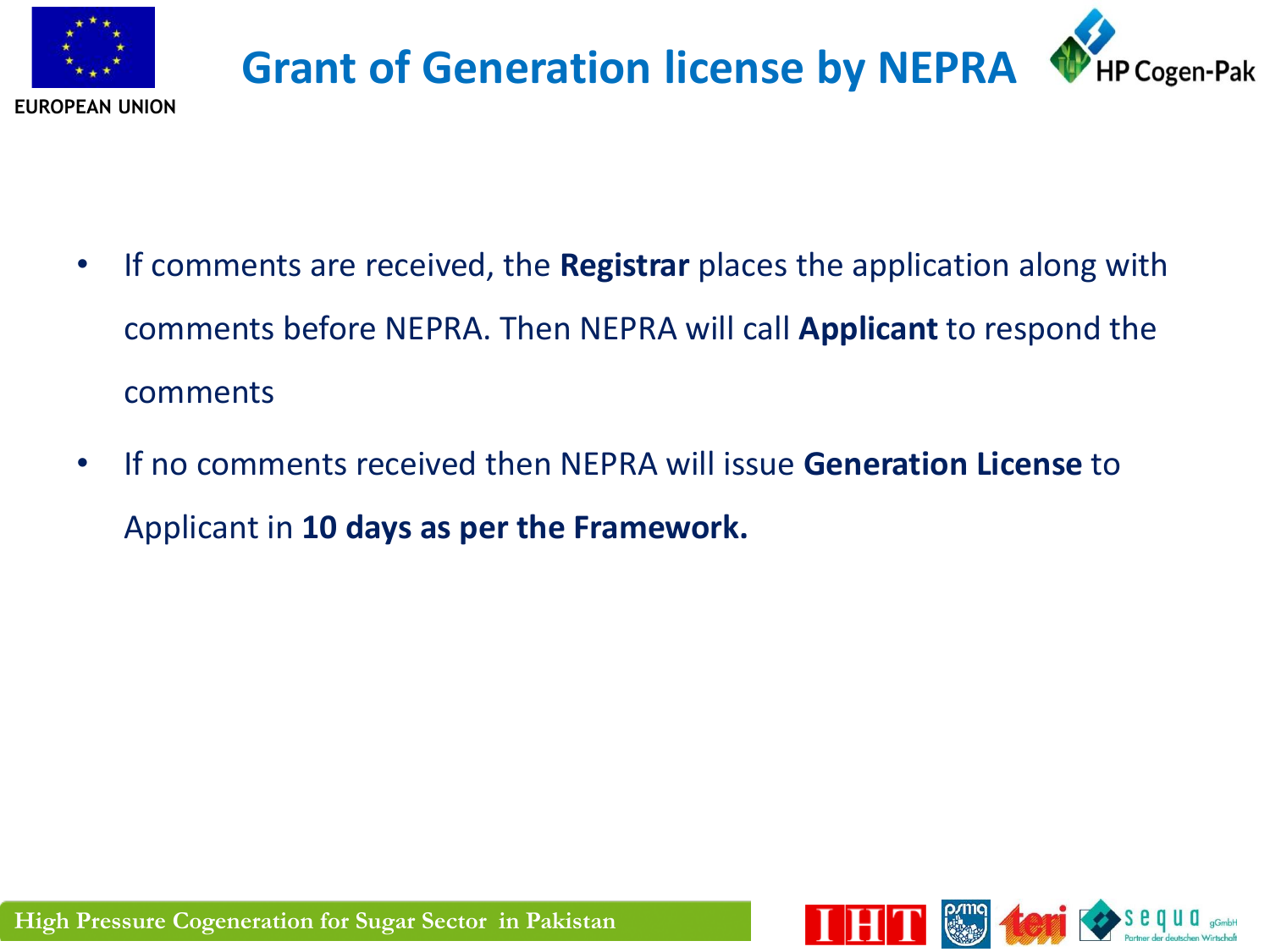# Grant of Generation license by NEPRA

- If comments are received, the **Registrar** places the application along with comments before NEPRA. Then NEPRA will call **Applicant** to respond the comments
- If no comments received then NEPRA will issue **Generation License** to Applicant in **10 days as per the Framework.**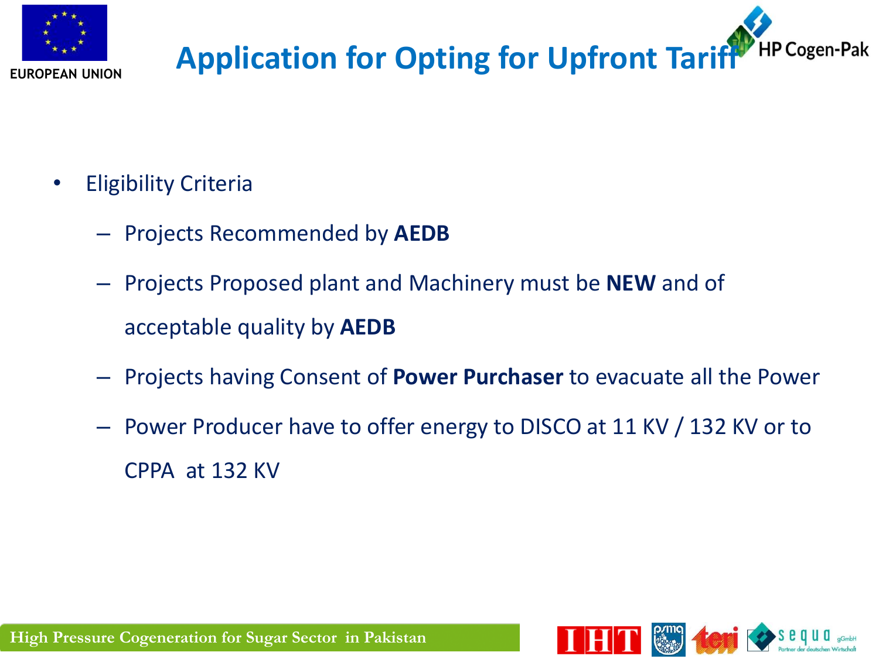# Application for Opting for Upfront Tariff

- Eligibility Criteria
  - Projects Recommended by **AEDB**
  - Projects Proposed plant and Machinery must be **NEW** and of acceptable quality by **AEDB**
  - Projects having Consent of **Power Purchaser** to evacuate all the Power
  - Power Producer have to offer energy to DISCO at 11 KV / 132 KV or to CPPA at 132 KV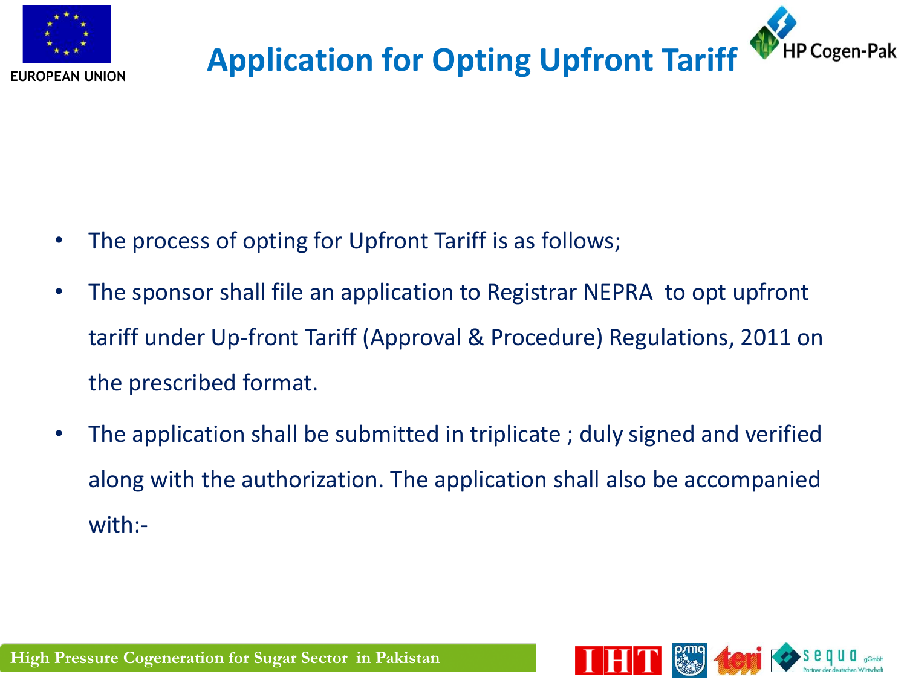# Application for Opting Upfront Tariff

- The process of opting for Upfront Tariff is as follows;
- The sponsor shall file an application to Registrar NEPRA to opt upfront tariff under Up-front Tariff (Approval & Procedure) Regulations, 2011 on the prescribed format.
- The application shall be submitted in triplicate ; duly signed and verified along with the authorization. The application shall also be accompanied with:-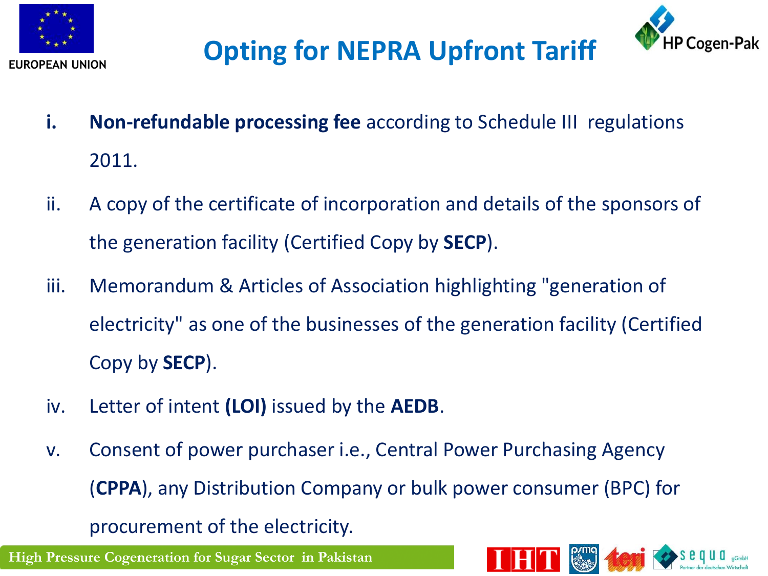# Opting for NEPRA Upfront Tariff

i. **Non-refundable processing fee** according to Schedule III regulations 2011.

ii. A copy of the certificate of incorporation and details of the sponsors of the generation facility (Certified Copy by **SECP**).

iii. Memorandum & Articles of Association highlighting "generation of electricity" as one of the businesses of the generation facility (Certified Copy by **SECP**).

iv. Letter of intent **(LOI)** issued by the **AEDB**.

v. Consent of power purchaser i.e., Central Power Purchasing Agency (**CPPA**), any Distribution Company or bulk power consumer (BPC) for procurement of the electricity.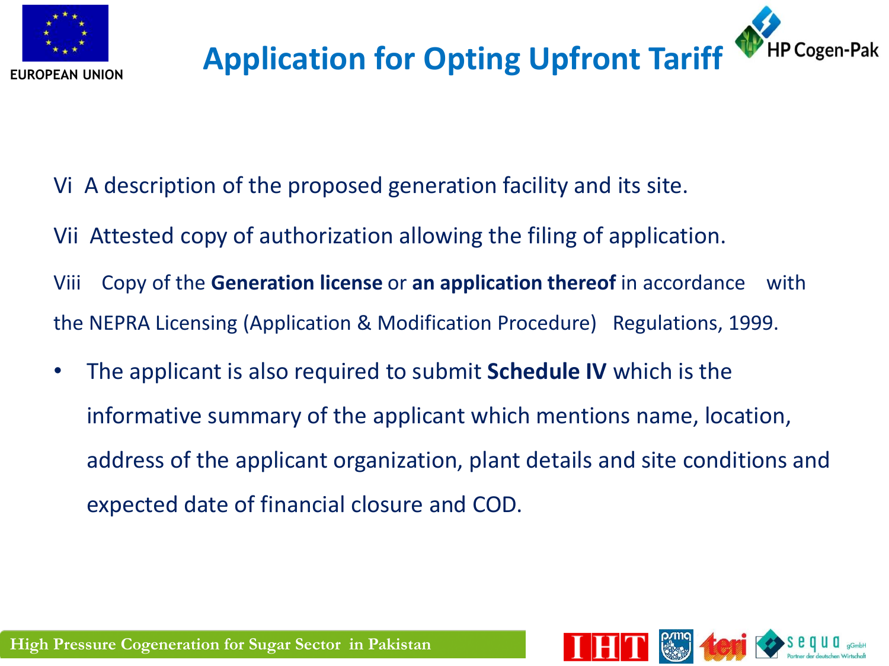# Application for Opting Upfront Tariff

Vi A description of the proposed generation facility and its site.

Vii Attested copy of authorization allowing the filing of application.

Viii Copy of the **Generation license** or **an application thereof** in accordance with the NEPRA Licensing (Application & Modification Procedure) Regulations, 1999.

- The applicant is also required to submit **Schedule IV** which is the informative summary of the applicant which mentions name, location, address of the applicant organization, plant details and site conditions and expected date of financial closure and COD.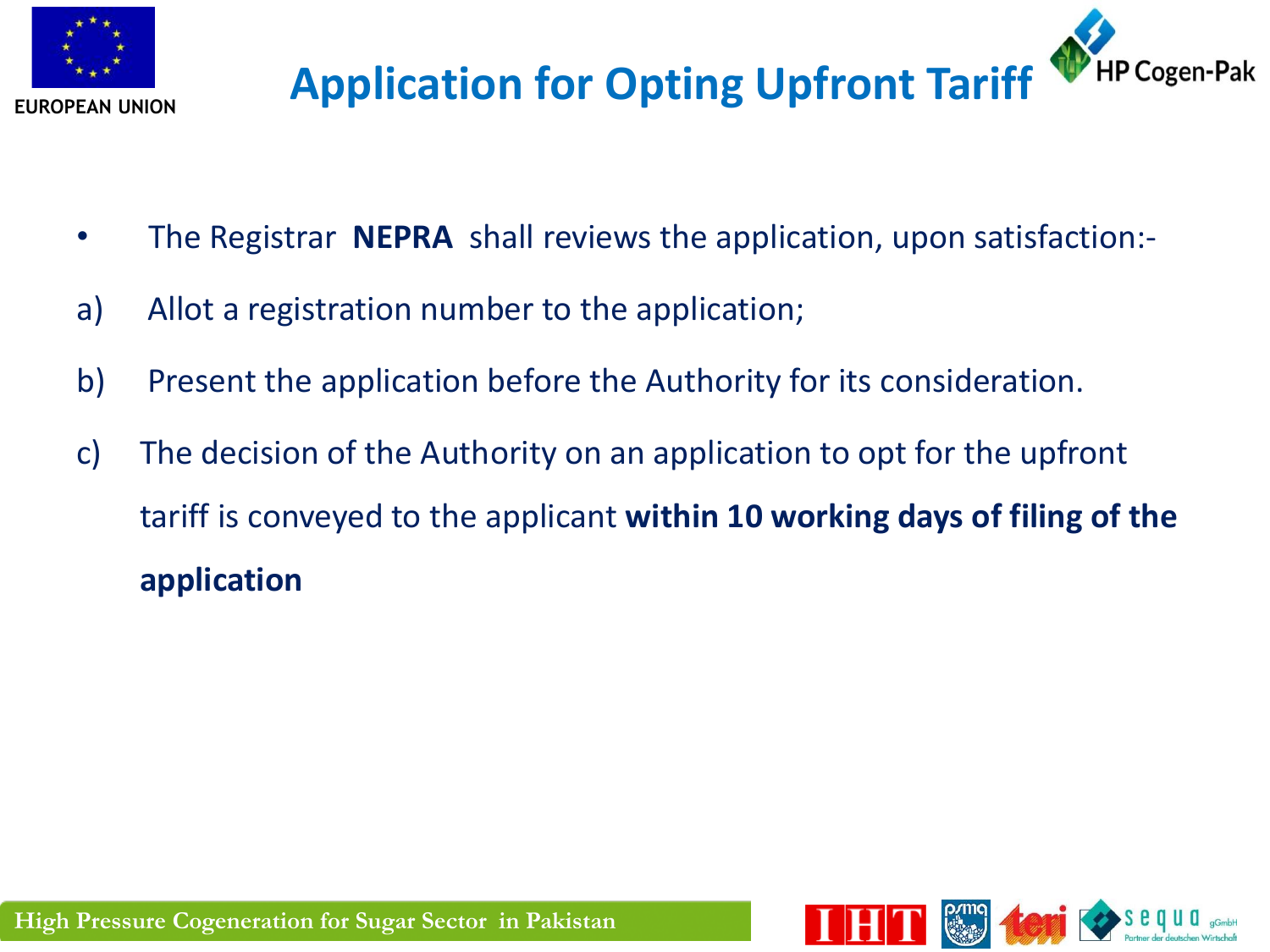# Application for Opting Upfront Tariff

- The Registrar **NEPRA** shall reviews the application, upon satisfaction:-

a) Allot a registration number to the application;

b) Present the application before the Authority for its consideration.

c) The decision of the Authority on an application to opt for the upfront tariff is conveyed to the applicant **within 10 working days of filing of the application**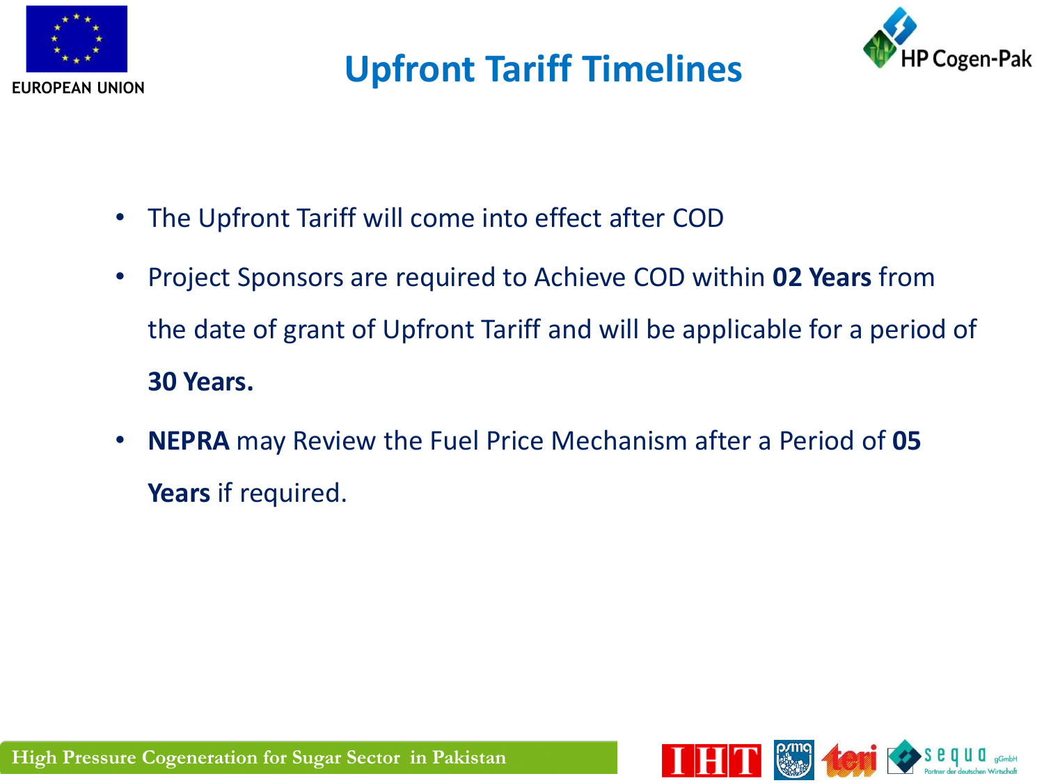# Upfront Tariff Timelines

- The Upfront Tariff will come into effect after COD
- Project Sponsors are required to Achieve COD within **02 Years** from the date of grant of Upfront Tariff and will be applicable for a period of **30 Years.**
- **NEPRA** may Review the Fuel Price Mechanism after a Period of **05 Years** if required.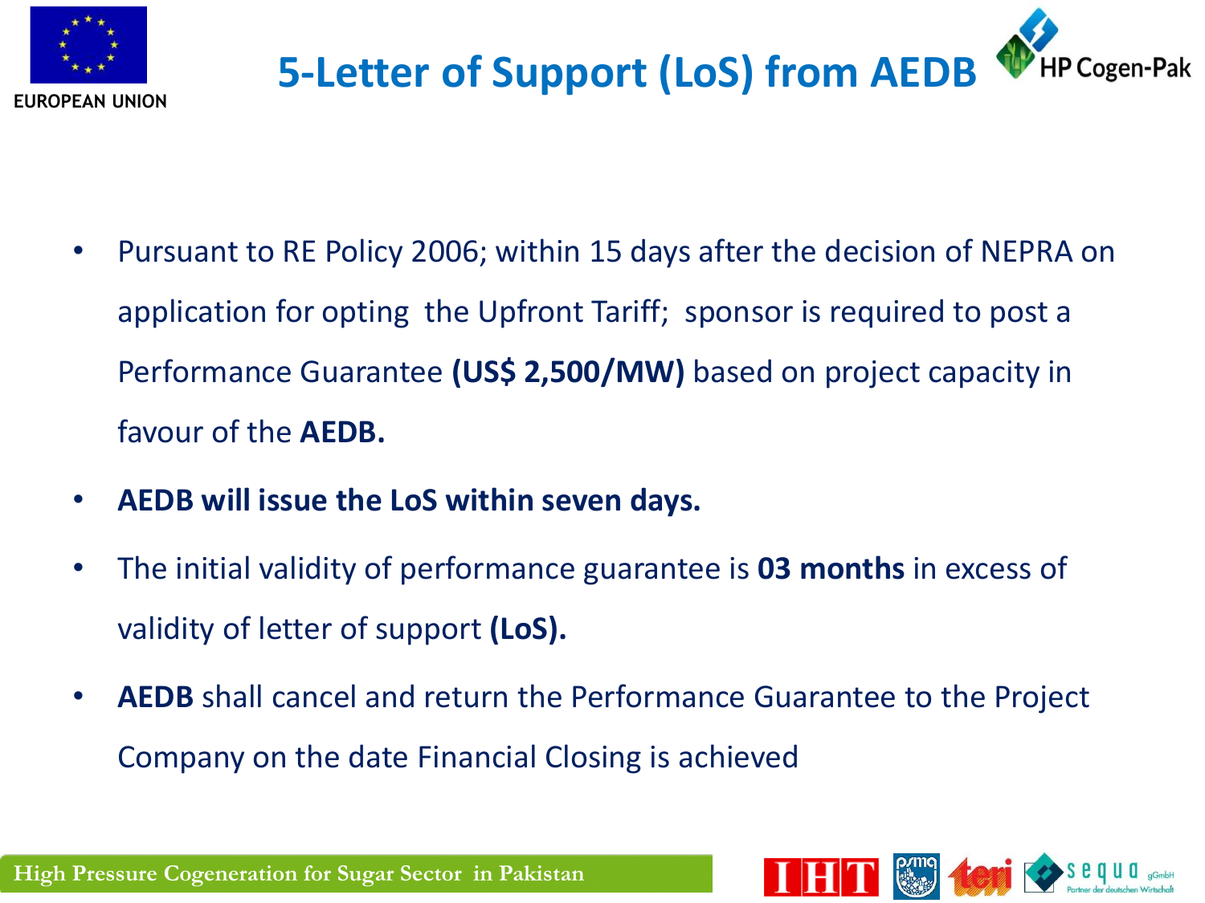# 5-Letter of Support (LoS) from AEDB

- Pursuant to RE Policy 2006; within 15 days after the decision of NEPRA on application for opting the Upfront Tariff; sponsor is required to post a Performance Guarantee **(US$ 2,500/MW)** based on project capacity in favour of the **AEDB.**
- **AEDB will issue the LoS within seven days.**
- The initial validity of performance guarantee is **03 months** in excess of validity of letter of support **(LoS).**
- **AEDB** shall cancel and return the Performance Guarantee to the Project Company on the date Financial Closing is achieved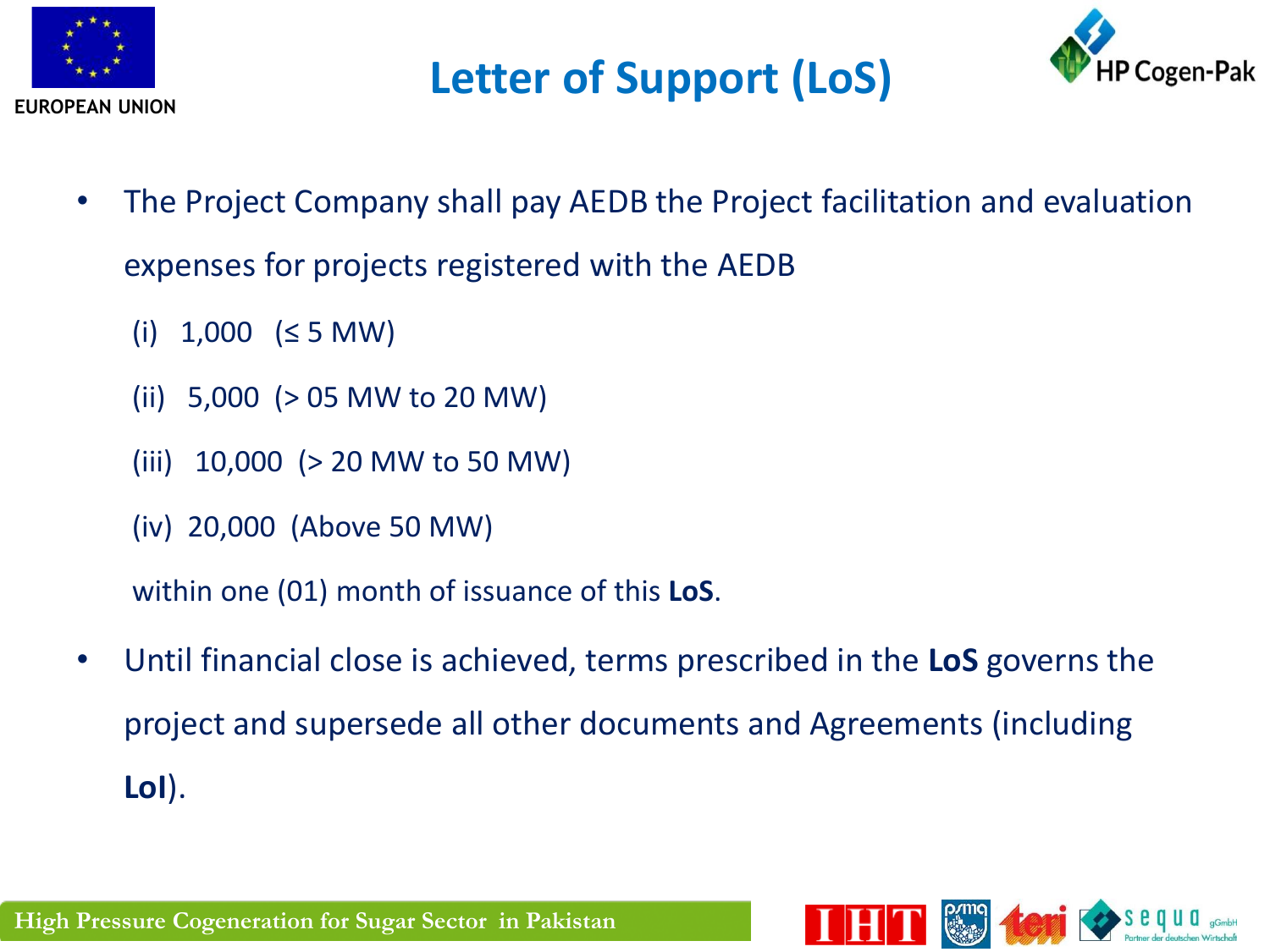# Letter of Support (LoS)

- The Project Company shall pay AEDB the Project facilitation and evaluation expenses for projects registered with the AEDB

  (i) 1,000 (≤ 5 MW)

  (ii) 5,000 (> 05 MW to 20 MW)

  (iii) 10,000 (> 20 MW to 50 MW)

  (iv) 20,000 (Above 50 MW)

  within one (01) month of issuance of this **LoS**.

- Until financial close is achieved, terms prescribed in the **LoS** governs the project and supersede all other documents and Agreements (including **LoI**).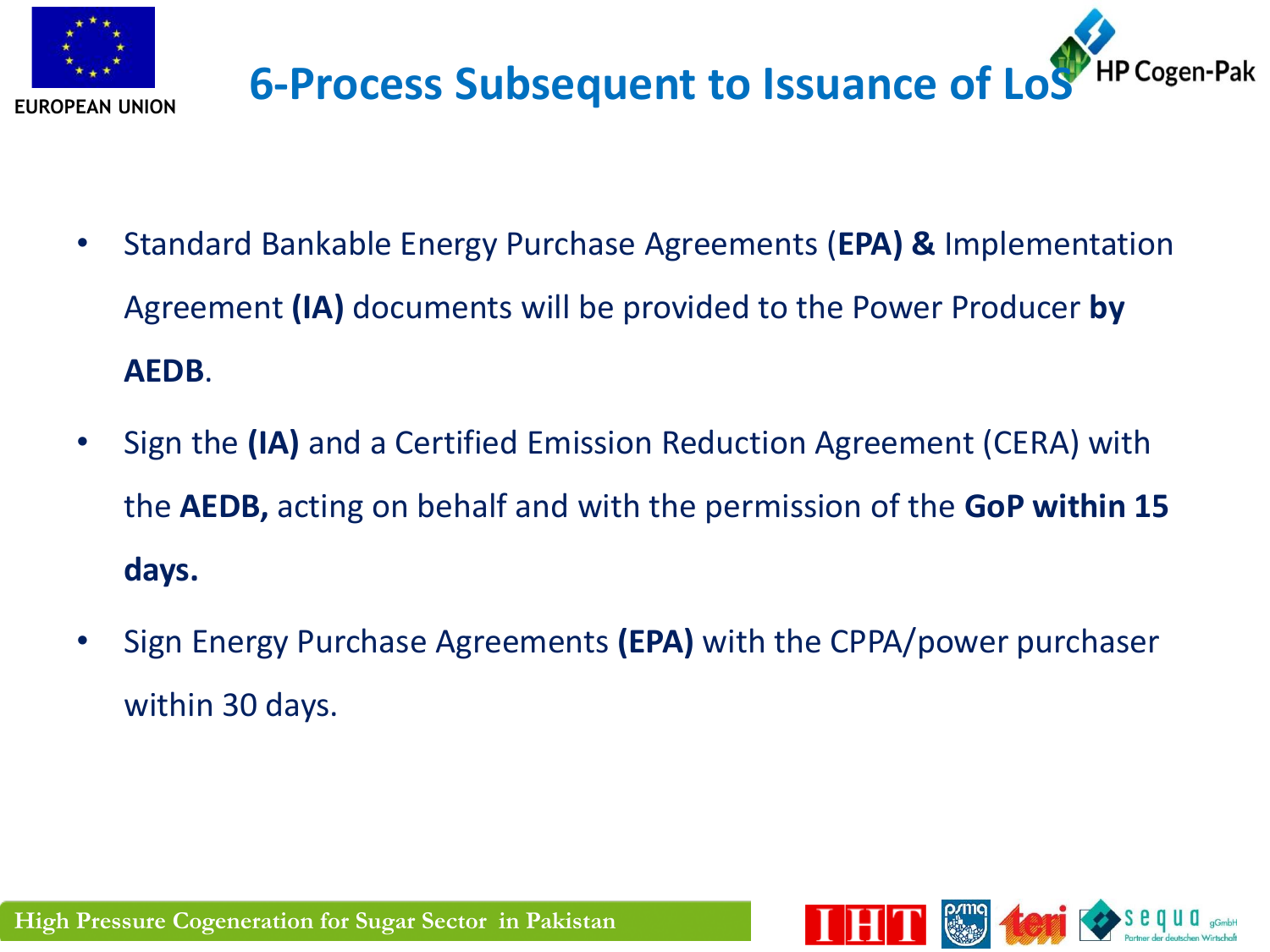# 6-Process Subsequent to Issuance of LoS

- Standard Bankable Energy Purchase Agreements (**EPA) &** Implementation Agreement **(IA)** documents will be provided to the Power Producer **by AEDB**.
- Sign the **(IA)** and a Certified Emission Reduction Agreement (CERA) with the **AEDB,** acting on behalf and with the permission of the **GoP within 15 days.**
- Sign Energy Purchase Agreements **(EPA)** with the CPPA/power purchaser within 30 days.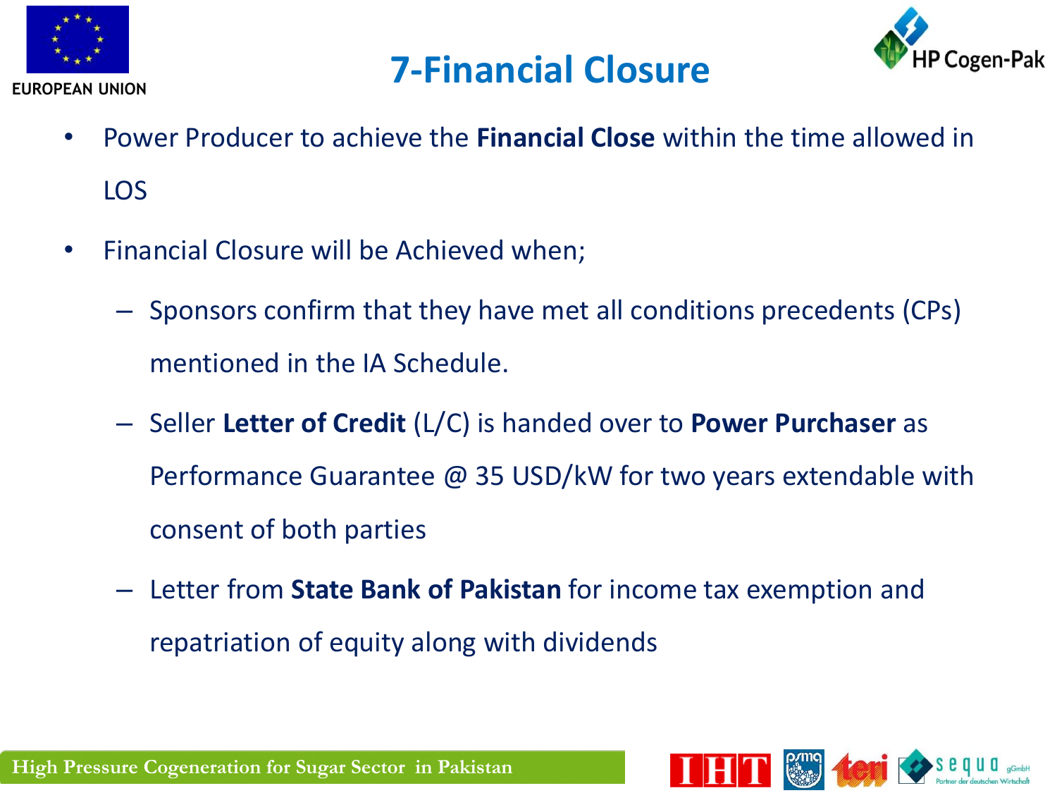# 7-Financial Closure

- Power Producer to achieve the **Financial Close** within the time allowed in LOS
- Financial Closure will be Achieved when;
  - Sponsors confirm that they have met all conditions precedents (CPs) mentioned in the IA Schedule.
  - Seller **Letter of Credit** (L/C) is handed over to **Power Purchaser** as Performance Guarantee @ 35 USD/kW for two years extendable with consent of both parties
  - Letter from **State Bank of Pakistan** for income tax exemption and repatriation of equity along with dividends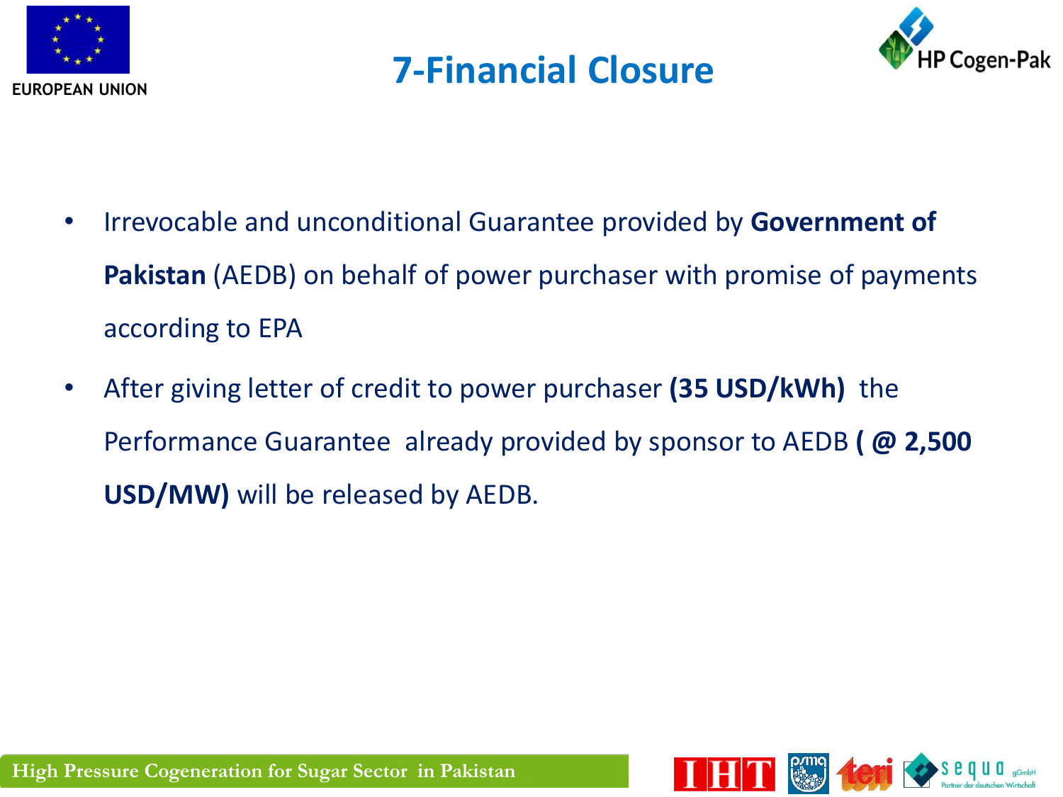# 7-Financial Closure

- Irrevocable and unconditional Guarantee provided by **Government of Pakistan** (AEDB) on behalf of power purchaser with promise of payments according to EPA
- After giving letter of credit to power purchaser **(35 USD/kWh)** the Performance Guarantee already provided by sponsor to AEDB **( @ 2,500 USD/MW)** will be released by AEDB.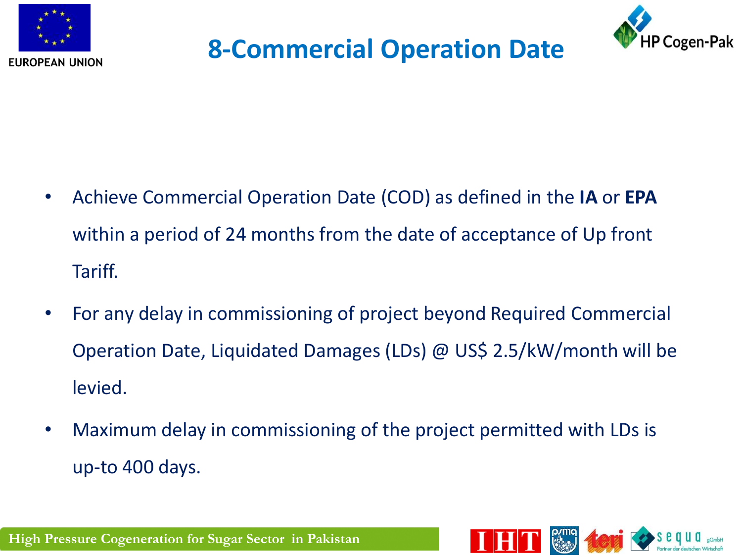# 8-Commercial Operation Date

- Achieve Commercial Operation Date (COD) as defined in the **IA** or **EPA** within a period of 24 months from the date of acceptance of Up front Tariff.
- For any delay in commissioning of project beyond Required Commercial Operation Date, Liquidated Damages (LDs) @ US$ 2.5/kW/month will be levied.
- Maximum delay in commissioning of the project permitted with LDs is up-to 400 days.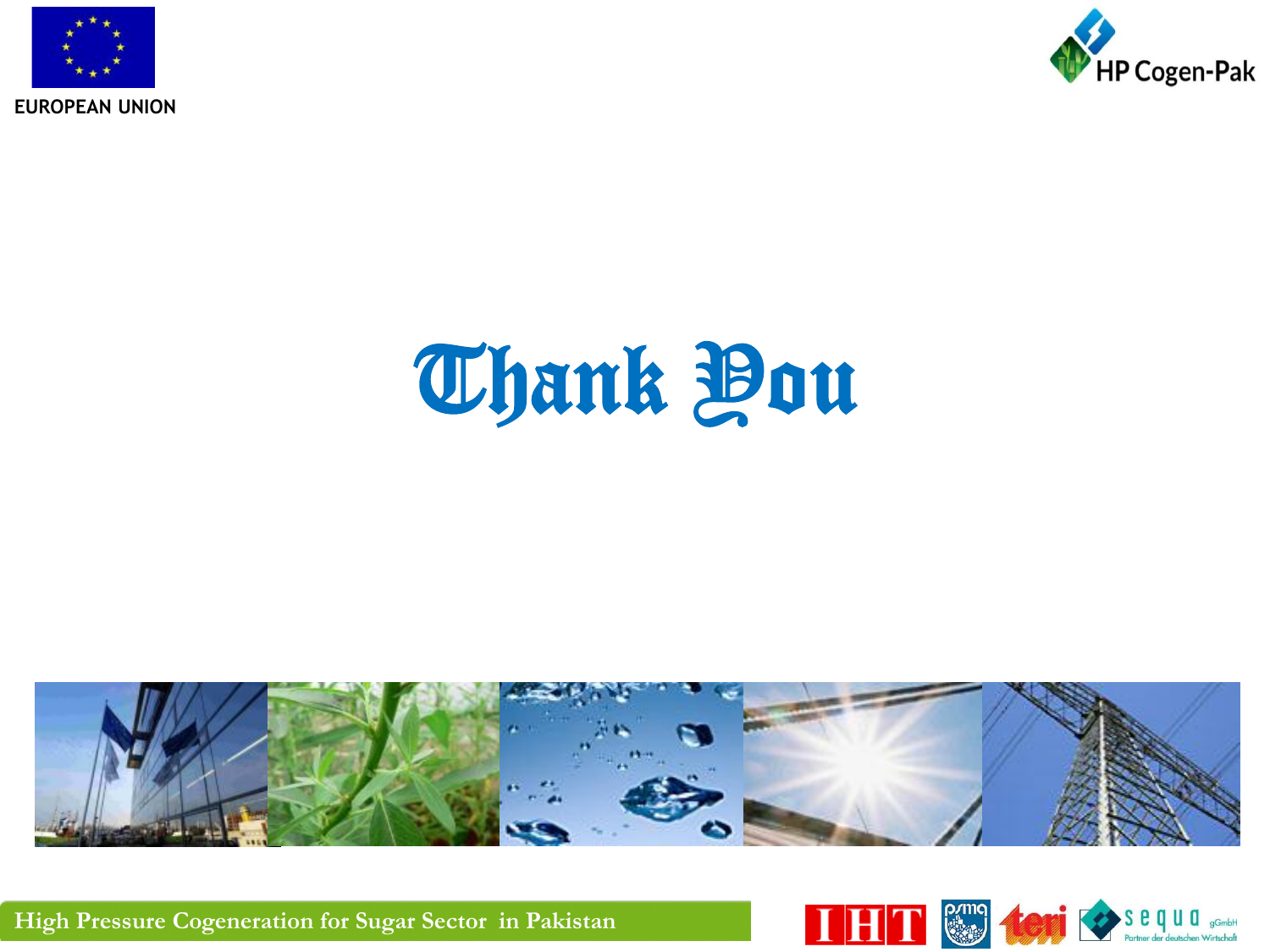# Thank You